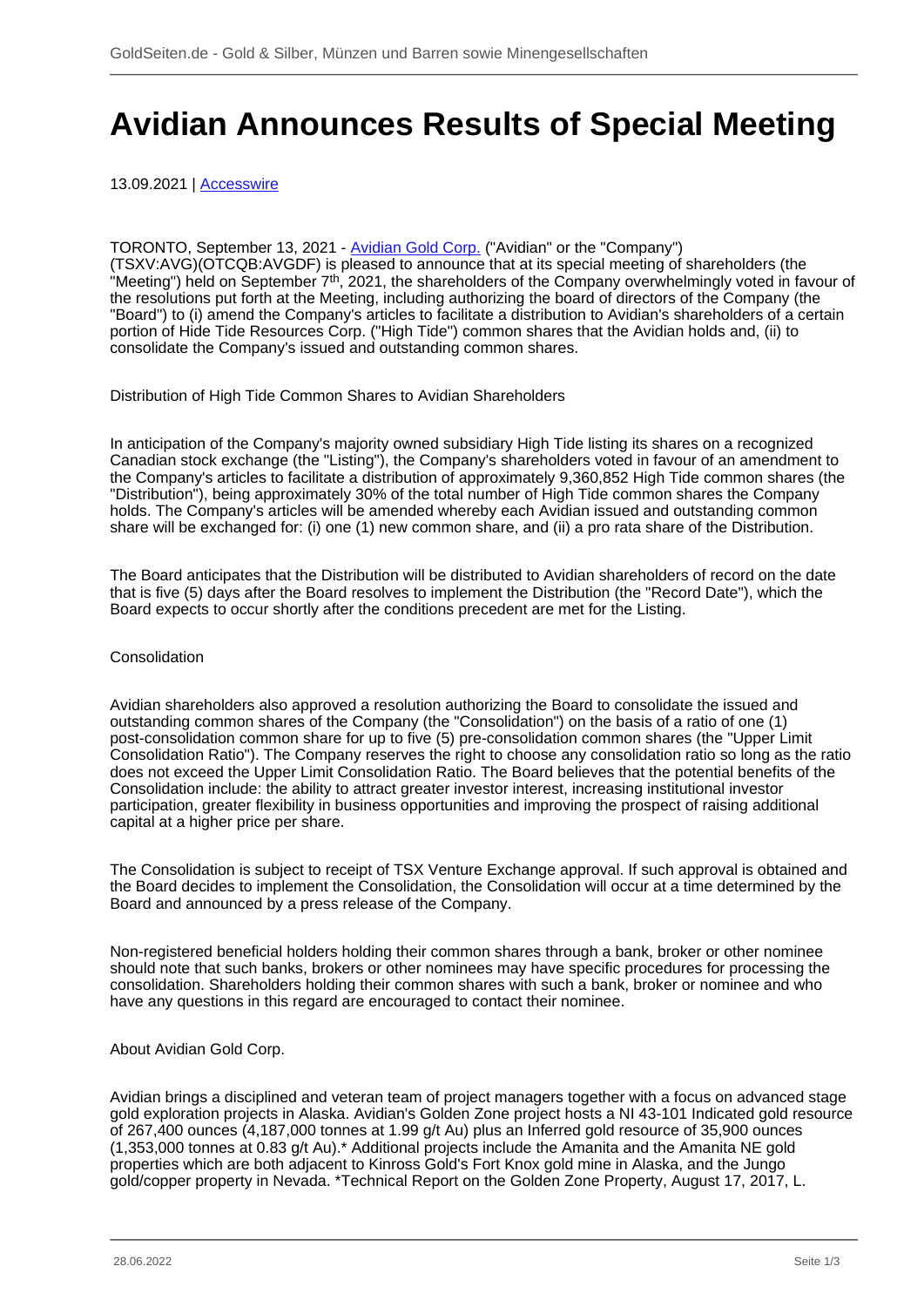# Avidian Announces Results of Special Meeting

13.09.2021 | Accesswire

TORONTO, September 13, 2021 - Avidian Gold Corp. ("Avidian" or the "Company") (TSXV:AVG)(OTCQB:AVGDF) is pleased to announce that at its special meeting of shareholders (the "Meeting") held on September 7th, 2021, the shareholders of the Company overwhelmingly voted in favour of the resolutions put forth at the Meeting, including authorizing the board of directors of the Company (the "Board") to (i) amend the Company's articles to facilitate a distribution to Avidian's shareholders of a certain portion of Hide Tide Resources Corp. ("High Tide") common shares that the Avidian holds and, (ii) to consolidate the Company's issued and outstanding common shares.

Distribution of High Tide Common Shares to Avidian Shareholders

In anticipation of the Company's majority owned subsidiary High Tide listing its shares on a recognized Canadian stock exchange (the "Listing"), the Company's shareholders voted in favour of an amendment to the Company's articles to facilitate a distribution of approximately 9,360,852 High Tide common shares (the "Distribution"), being approximately 30% of the total number of High Tide common shares the Company holds. The Company's articles will be amended whereby each Avidian issued and outstanding common share will be exchanged for: (i) one (1) new common share, and (ii) a pro rata share of the Distribution.

The Board anticipates that the Distribution will be distributed to Avidian shareholders of record on the date that is five (5) days after the Board resolves to implement the Distribution (the "Record Date"), which the Board expects to occur shortly after the conditions precedent are met for the Listing.

Consolidation

Avidian shareholders also approved a resolution authorizing the Board to consolidate the issued and outstanding common shares of the Company (the "Consolidation") on the basis of a ratio of one (1) post-consolidation common share for up to five (5) pre-consolidation common shares (the "Upper Limit Consolidation Ratio"). The Company reserves the right to choose any consolidation ratio so long as the ratio does not exceed the Upper Limit Consolidation Ratio. The Board believes that the potential benefits of the Consolidation include: the ability to attract greater investor interest, increasing institutional investor participation, greater flexibility in business opportunities and improving the prospect of raising additional capital at a higher price per share.

The Consolidation is subject to receipt of TSX Venture Exchange approval. If such approval is obtained and the Board decides to implement the Consolidation, the Consolidation will occur at a time determined by the Board and announced by a press release of the Company.

Non-registered beneficial holders holding their common shares through a bank, broker or other nominee should note that such banks, brokers or other nominees may have specific procedures for processing the consolidation. Shareholders holding their common shares with such a bank, broker or nominee and who have any questions in this regard are encouraged to contact their nominee.

About Avidian Gold Corp.

Avidian brings a disciplined and veteran team of project managers together with a focus on advanced stage gold exploration projects in Alaska. Avidian's Golden Zone project hosts a NI 43-101 Indicated gold resource of 267,400 ounces (4,187,000 tonnes at 1.99 g/t Au) plus an Inferred gold resource of 35,900 ounces (1,353,000 tonnes at 0.83 g/t Au).* Additional projects include the Amanita and the Amanita NE gold properties which are both adjacent to Kinross Gold's Fort Knox gold mine in Alaska, and the Jungo gold/copper property in Nevada. *Technical Report on the Golden Zone Property, August 17, 2017, L.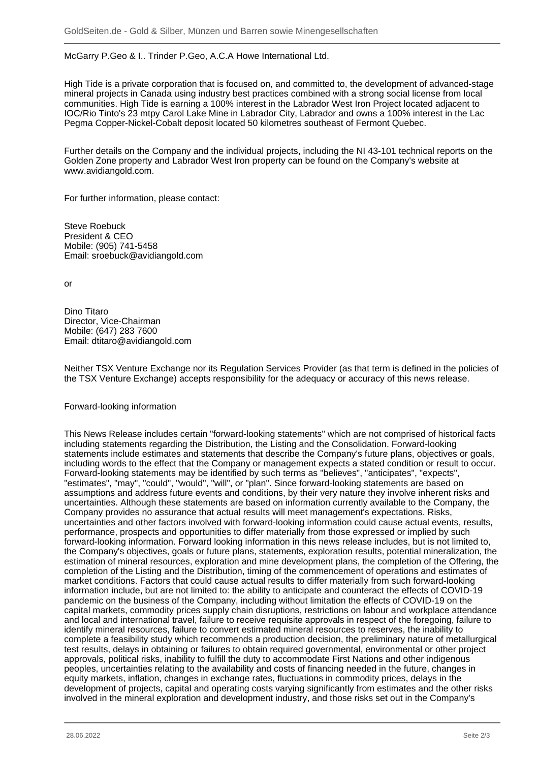McGarry P.Geo & I.. Trinder P.Geo, A.C.A Howe International Ltd.

High Tide is a private corporation that is focused on, and committed to, the development of advanced-stage mineral projects in Canada using industry best practices combined with a strong social license from local communities. High Tide is earning a 100% interest in the Labrador West Iron Project located adjacent to IOC/Rio Tinto's 23 mtpy Carol Lake Mine in Labrador City, Labrador and owns a 100% interest in the Lac Pegma Copper-Nickel-Cobalt deposit located 50 kilometres southeast of Fermont Quebec.

Further details on the Company and the individual projects, including the NI 43-101 technical reports on the Golden Zone property and Labrador West Iron property can be found on the Company's website at www.avidiangold.com.

For further information, please contact:

Steve Roebuck
President & CEO
Mobile: (905) 741-5458
Email: sroebuck@avidiangold.com

or

Dino Titaro
Director, Vice-Chairman
Mobile: (647) 283 7600
Email: dtitaro@avidiangold.com

Neither TSX Venture Exchange nor its Regulation Services Provider (as that term is defined in the policies of the TSX Venture Exchange) accepts responsibility for the adequacy or accuracy of this news release.

Forward-looking information

This News Release includes certain "forward-looking statements" which are not comprised of historical facts including statements regarding the Distribution, the Listing and the Consolidation. Forward-looking statements include estimates and statements that describe the Company's future plans, objectives or goals, including words to the effect that the Company or management expects a stated condition or result to occur. Forward-looking statements may be identified by such terms as "believes", "anticipates", "expects", "estimates", "may", "could", "would", "will", or "plan". Since forward-looking statements are based on assumptions and address future events and conditions, by their very nature they involve inherent risks and uncertainties. Although these statements are based on information currently available to the Company, the Company provides no assurance that actual results will meet management's expectations. Risks, uncertainties and other factors involved with forward-looking information could cause actual events, results, performance, prospects and opportunities to differ materially from those expressed or implied by such forward-looking information. Forward looking information in this news release includes, but is not limited to, the Company's objectives, goals or future plans, statements, exploration results, potential mineralization, the estimation of mineral resources, exploration and mine development plans, the completion of the Offering, the completion of the Listing and the Distribution, timing of the commencement of operations and estimates of market conditions. Factors that could cause actual results to differ materially from such forward-looking information include, but are not limited to: the ability to anticipate and counteract the effects of COVID-19 pandemic on the business of the Company, including without limitation the effects of COVID-19 on the capital markets, commodity prices supply chain disruptions, restrictions on labour and workplace attendance and local and international travel, failure to receive requisite approvals in respect of the foregoing, failure to identify mineral resources, failure to convert estimated mineral resources to reserves, the inability to complete a feasibility study which recommends a production decision, the preliminary nature of metallurgical test results, delays in obtaining or failures to obtain required governmental, environmental or other project approvals, political risks, inability to fulfill the duty to accommodate First Nations and other indigenous peoples, uncertainties relating to the availability and costs of financing needed in the future, changes in equity markets, inflation, changes in exchange rates, fluctuations in commodity prices, delays in the development of projects, capital and operating costs varying significantly from estimates and the other risks involved in the mineral exploration and development industry, and those risks set out in the Company's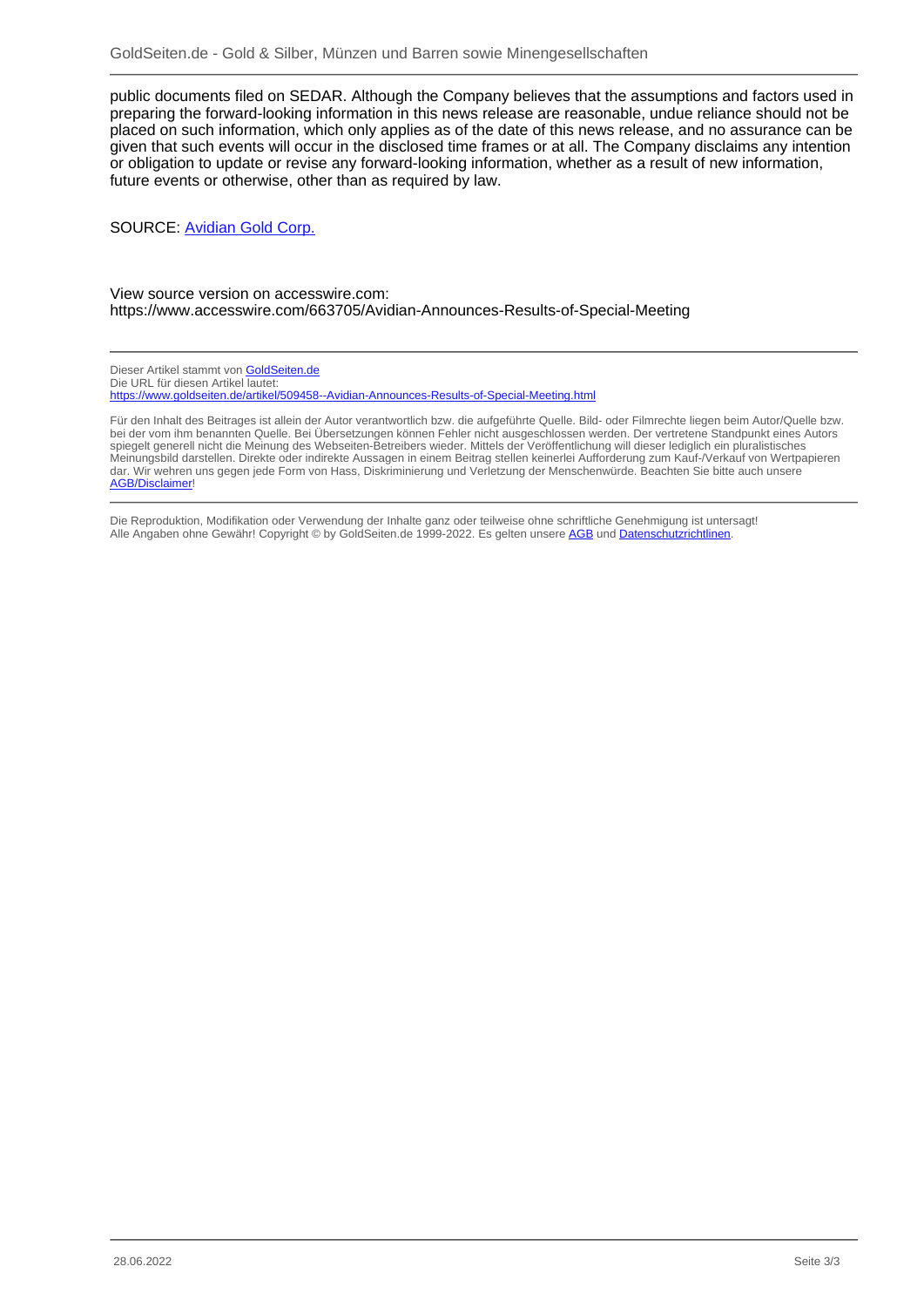public documents filed on SEDAR. Although the Company believes that the assumptions and factors used in preparing the forward-looking information in this news release are reasonable, undue reliance should not be placed on such information, which only applies as of the date of this news release, and no assurance can be given that such events will occur in the disclosed time frames or at all. The Company disclaims any intention or obligation to update or revise any forward-looking information, whether as a result of new information, future events or otherwise, other than as required by law.

SOURCE: Avidian Gold Corp.

View source version on accesswire.com:
https://www.accesswire.com/663705/Avidian-Announces-Results-of-Special-Meeting

---

Dieser Artikel stammt von GoldSeiten.de
Die URL für diesen Artikel lautet:
https://www.goldseiten.de/artikel/509458--Avidian-Announces-Results-of-Special-Meeting.html

Für den Inhalt des Beitrages ist allein der Autor verantwortlich bzw. die aufgeführte Quelle. Bild- oder Filmrechte liegen beim Autor/Quelle bzw. bei der vom ihm benannten Quelle. Bei Übersetzungen können Fehler nicht ausgeschlossen werden. Der vertretene Standpunkt eines Autors spiegelt generell nicht die Meinung des Webseiten-Betreibers wieder. Mittels der Veröffentlichung will dieser lediglich ein pluralistisches Meinungsbild darstellen. Direkte oder indirekte Aussagen in einem Beitrag stellen keinerlei Aufforderung zum Kauf-/Verkauf von Wertpapieren dar. Wir wehren uns gegen jede Form von Hass, Diskriminierung und Verletzung der Menschenwürde. Beachten Sie bitte auch unsere AGB/Disclaimer!

---

Die Reproduktion, Modifikation oder Verwendung der Inhalte ganz oder teilweise ohne schriftliche Genehmigung ist untersagt!
Alle Angaben ohne Gewähr! Copyright © by GoldSeiten.de 1999-2022. Es gelten unsere AGB und Datenschutzrichtlinen.